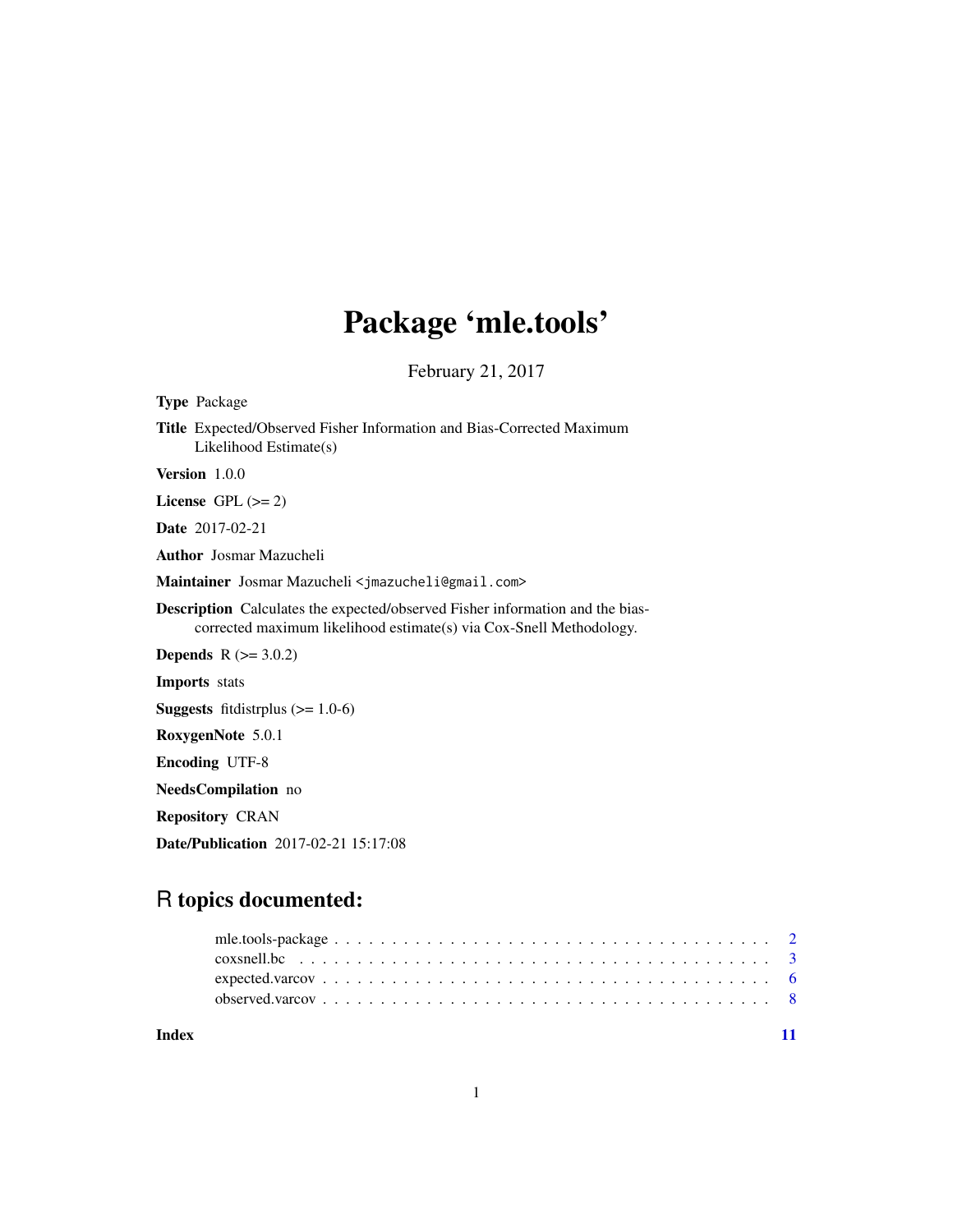# Package 'mle.tools'

February 21, 2017

**Type** Package

**Title** Expected/Observed Fisher Information and Bias-Corrected Maximum Likelihood Estimate(s)

**Version** 1.0.0

**License** GPL (>= 2)

**Date** 2017-02-21

**Author** Josmar Mazucheli

**Maintainer** Josmar Mazucheli <jmazucheli@gmail.com>

**Description** Calculates the expected/observed Fisher information and the bias-corrected maximum likelihood estimate(s) via Cox-Snell Methodology.

**Depends** R (>= 3.0.2)

**Imports** stats

**Suggests** fitdistrplus (>= 1.0-6)

**RoxygenNote** 5.0.1

**Encoding** UTF-8

**NeedsCompilation** no

**Repository** CRAN

**Date/Publication** 2017-02-21 15:17:08

## R topics documented:

| | |
|---|---|
| mle.tools-package | 2 |
| coxsnell.bc | 3 |
| expected.varcov | 6 |
| observed.varcov | 8 |
| **Index** | 11 |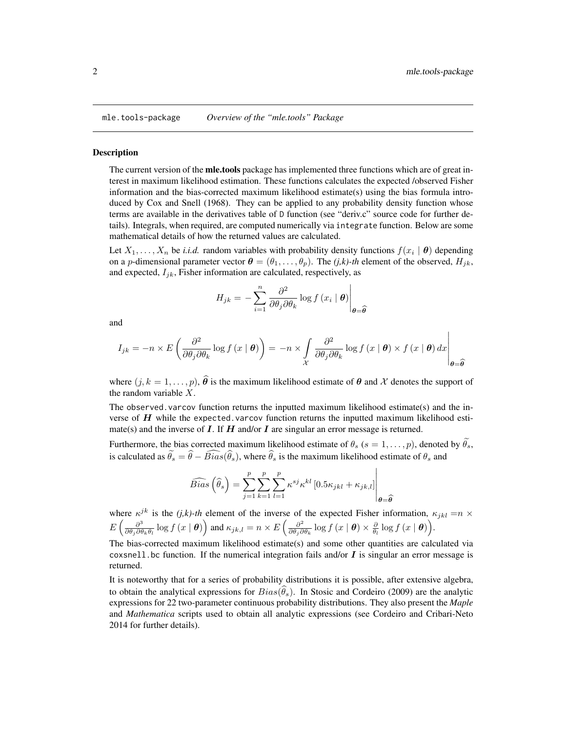mle.tools-package *Overview of the "mle.tools" Package*

## Description

The current version of the **mle.tools** package has implemented three functions which are of great interest in maximum likelihood estimation. These functions calculates the expected /observed Fisher information and the bias-corrected maximum likelihood estimate(s) using the bias formula introduced by Cox and Snell (1968). They can be applied to any probability density function whose terms are available in the derivatives table of `D` function (see "deriv.c" source code for further details). Integrals, when required, are computed numerically via `integrate` function. Below are some mathematical details of how the returned values are calculated.

Let $X_1, \ldots, X_n$ be *i.i.d.* random variables with probability density functions $f(x_i \mid \boldsymbol{\theta})$ depending on a $p$-dimensional parameter vector $\boldsymbol{\theta} = (\theta_1, \ldots, \theta_p)$. The *(j,k)-th* element of the observed, $H_{jk}$, and expected, $I_{jk}$, Fisher information are calculated, respectively, as

$$H_{jk} = -\sum_{i=1}^{n} \frac{\partial^2}{\partial\theta_j \partial\theta_k} \log f\left(x_i \mid \boldsymbol{\theta}\right)\Bigg|_{\boldsymbol{\theta}=\widehat{\boldsymbol{\theta}}}$$

and

$$I_{jk} = -n \times E\left(\frac{\partial^2}{\partial\theta_j \partial\theta_k} \log f\left(x \mid \boldsymbol{\theta}\right)\right) = -n \times \int\limits_{\mathcal{X}} \frac{\partial^2}{\partial\theta_j \partial\theta_k} \log f\left(x \mid \boldsymbol{\theta}\right) \times f\left(x \mid \boldsymbol{\theta}\right) dx\Bigg|_{\boldsymbol{\theta}=\widehat{\boldsymbol{\theta}}}$$

where $(j, k = 1, \ldots, p)$, $\widehat{\boldsymbol{\theta}}$ is the maximum likelihood estimate of $\boldsymbol{\theta}$ and $\mathcal{X}$ denotes the support of the random variable $X$.

The `observed.varcov` function returns the inputted maximum likelihood estimate(s) and the inverse of $\boldsymbol{H}$ while the `expected.varcov` function returns the inputted maximum likelihood estimate(s) and the inverse of $\boldsymbol{I}$. If $\boldsymbol{H}$ and/or $\boldsymbol{I}$ are singular an error message is returned.

Furthermore, the bias corrected maximum likelihood estimate of $\theta_s$ $(s = 1, \ldots, p)$, denoted by $\widetilde{\theta_s}$, is calculated as $\widetilde{\theta_s} = \widehat{\theta} - \widehat{Bias}(\widehat{\theta}_s)$, where $\widehat{\theta}_s$ is the maximum likelihood estimate of $\theta_s$ and

$$\widehat{Bias}\left(\widehat{\theta}_s\right) = \sum_{j=1}^{p}\sum_{k=1}^{p}\sum_{l=1}^{p} \kappa^{sj}\kappa^{kl}\left[0.5\kappa_{jkl} + \kappa_{jk,l}\right]\Bigg|_{\boldsymbol{\theta}=\widehat{\boldsymbol{\theta}}}$$

where $\kappa^{jk}$ is the *(j,k)-th* element of the inverse of the expected Fisher information, $\kappa_{jkl} = n \times E\left(\frac{\partial^3}{\partial\theta_j \partial\theta_k \theta_l} \log f\left(x \mid \boldsymbol{\theta}\right)\right)$ and $\kappa_{jk,l} = n \times E\left(\frac{\partial^2}{\partial\theta_j \partial\theta_k} \log f\left(x \mid \boldsymbol{\theta}\right) \times \frac{\partial}{\theta_l} \log f\left(x \mid \boldsymbol{\theta}\right)\right)$.

The bias-corrected maximum likelihood estimate(s) and some other quantities are calculated via `coxsnell.bc` function. If the numerical integration fails and/or $\boldsymbol{I}$ is singular an error message is returned.

It is noteworthy that for a series of probability distributions it is possible, after extensive algebra, to obtain the analytical expressions for $Bias(\widehat{\theta}_s)$. In Stosic and Cordeiro (2009) are the analytic expressions for 22 two-parameter continuous probability distributions. They also present the *Maple* and *Mathematica* scripts used to obtain all analytic expressions (see Cordeiro and Cribari-Neto 2014 for further details).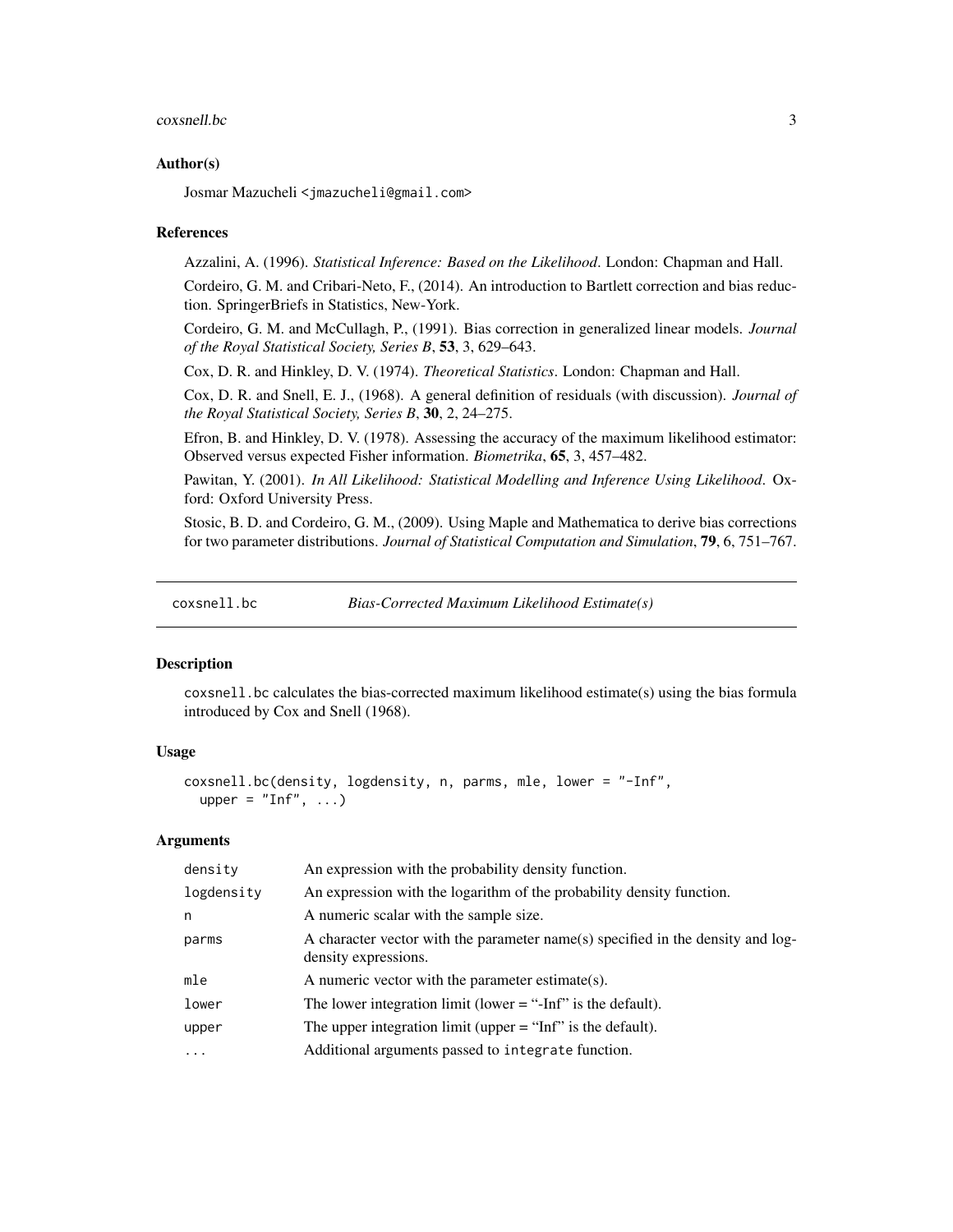## Author(s)

Josmar Mazucheli <jmazucheli@gmail.com>

## References

Azzalini, A. (1996). *Statistical Inference: Based on the Likelihood*. London: Chapman and Hall.

Cordeiro, G. M. and Cribari-Neto, F., (2014). An introduction to Bartlett correction and bias reduction. SpringerBriefs in Statistics, New-York.

Cordeiro, G. M. and McCullagh, P., (1991). Bias correction in generalized linear models. *Journal of the Royal Statistical Society, Series B*, **53**, 3, 629–643.

Cox, D. R. and Hinkley, D. V. (1974). *Theoretical Statistics*. London: Chapman and Hall.

Cox, D. R. and Snell, E. J., (1968). A general definition of residuals (with discussion). *Journal of the Royal Statistical Society, Series B*, **30**, 2, 24–275.

Efron, B. and Hinkley, D. V. (1978). Assessing the accuracy of the maximum likelihood estimator: Observed versus expected Fisher information. *Biometrika*, **65**, 3, 457–482.

Pawitan, Y. (2001). *In All Likelihood: Statistical Modelling and Inference Using Likelihood*. Oxford: Oxford University Press.

Stosic, B. D. and Cordeiro, G. M., (2009). Using Maple and Mathematica to derive bias corrections for two parameter distributions. *Journal of Statistical Computation and Simulation*, **79**, 6, 751–767.

---

# coxsnell.bc — *Bias-Corrected Maximum Likelihood Estimate(s)*

## Description

coxsnell.bc calculates the bias-corrected maximum likelihood estimate(s) using the bias formula introduced by Cox and Snell (1968).

## Usage

```
coxsnell.bc(density, logdensity, n, parms, mle, lower = "-Inf",
  upper = "Inf", ...)
```

## Arguments

| | |
|---|---|
| density | An expression with the probability density function. |
| logdensity | An expression with the logarithm of the probability density function. |
| n | A numeric scalar with the sample size. |
| parms | A character vector with the parameter name(s) specified in the density and log-density expressions. |
| mle | A numeric vector with the parameter estimate(s). |
| lower | The lower integration limit (lower = "-Inf" is the default). |
| upper | The upper integration limit (upper = "Inf" is the default). |
| ... | Additional arguments passed to integrate function. |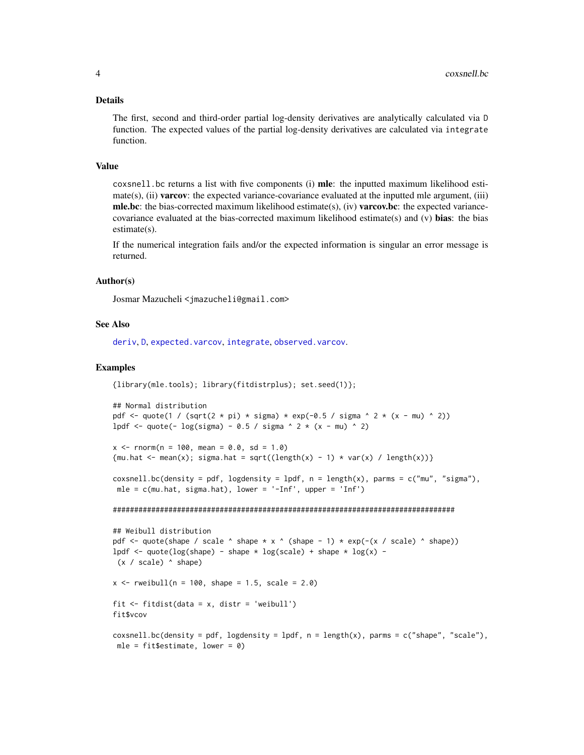## Details

The first, second and third-order partial log-density derivatives are analytically calculated via `D` function. The expected values of the partial log-density derivatives are calculated via `integrate` function.

## Value

`coxsnell.bc` returns a list with five components (i) **mle**: the inputted maximum likelihood estimate(s), (ii) **varcov**: the expected variance-covariance evaluated at the inputted mle argument, (iii) **mle.bc**: the bias-corrected maximum likelihood estimate(s), (iv) **varcov.bc**: the expected variance-covariance evaluated at the bias-corrected maximum likelihood estimate(s) and (v) **bias**: the bias estimate(s).

If the numerical integration fails and/or the expected information is singular an error message is returned.

## Author(s)

Josmar Mazucheli <jmazucheli@gmail.com>

## See Also

deriv, D, expected.varcov, integrate, observed.varcov.

## Examples

```
{library(mle.tools); library(fitdistrplus); set.seed(1)};

## Normal distribution
pdf <- quote(1 / (sqrt(2 * pi) * sigma) * exp(-0.5 / sigma ^ 2 * (x - mu) ^ 2))
lpdf <- quote(- log(sigma) - 0.5 / sigma ^ 2 * (x - mu) ^ 2)

x <- rnorm(n = 100, mean = 0.0, sd = 1.0)
{mu.hat <- mean(x); sigma.hat = sqrt((length(x) - 1) * var(x) / length(x))}

coxsnell.bc(density = pdf, logdensity = lpdf, n = length(x), parms = c("mu", "sigma"),
 mle = c(mu.hat, sigma.hat), lower = '-Inf', upper = 'Inf')

################################################################################

## Weibull distribution
pdf <- quote(shape / scale ^ shape * x ^ (shape - 1) * exp(-(x / scale) ^ shape))
lpdf <- quote(log(shape) - shape * log(scale) + shape * log(x) -
 (x / scale) ^ shape)

x <- rweibull(n = 100, shape = 1.5, scale = 2.0)

fit <- fitdist(data = x, distr = 'weibull')
fit$vcov

coxsnell.bc(density = pdf, logdensity = lpdf, n = length(x), parms = c("shape", "scale"),
 mle = fit$estimate, lower = 0)
```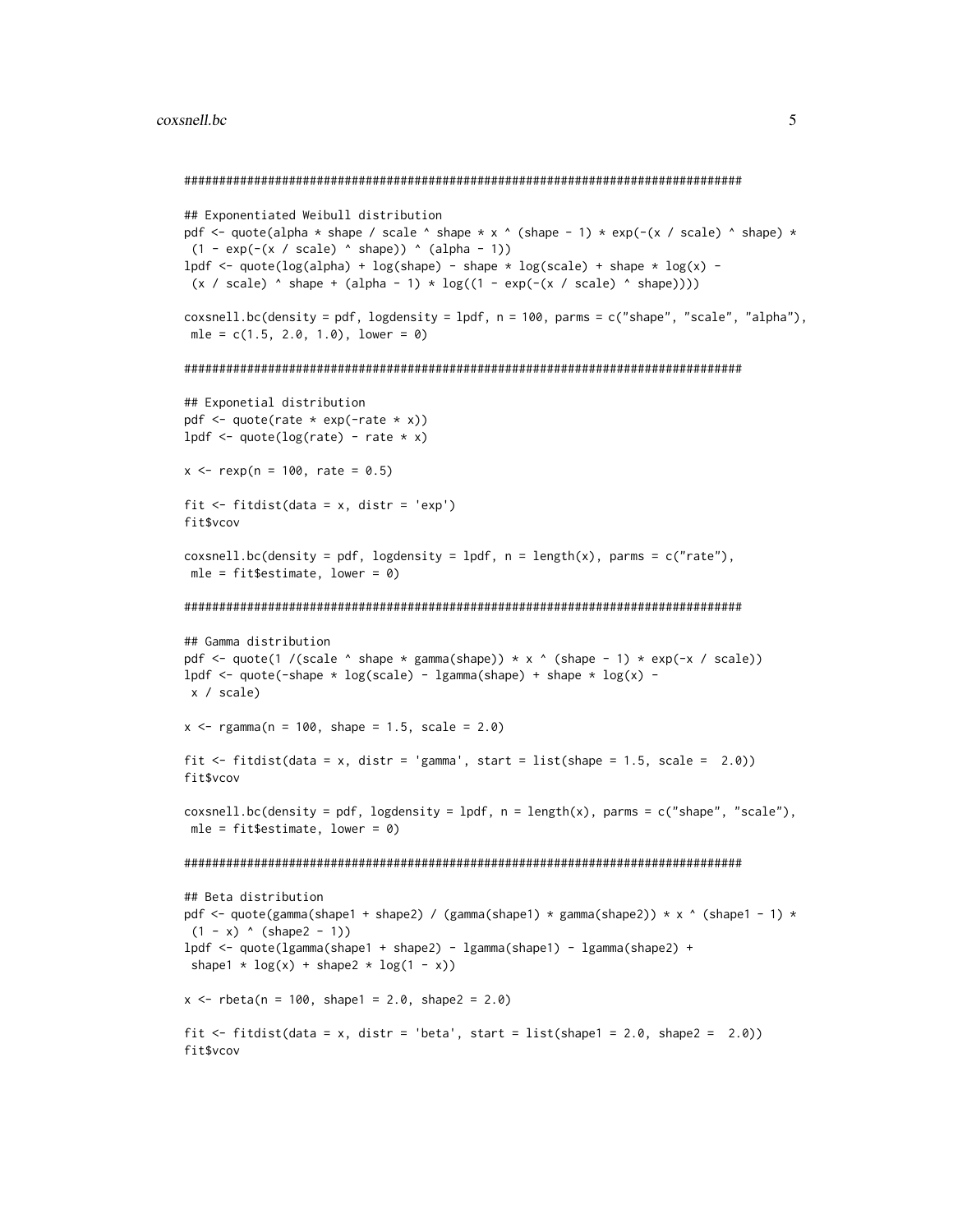```
################################################################################

## Exponentiated Weibull distribution
pdf <- quote(alpha * shape / scale ^ shape * x ^ (shape - 1) * exp(-(x / scale) ^ shape) *
 (1 - exp(-(x / scale) ^ shape)) ^ (alpha - 1))
lpdf <- quote(log(alpha) + log(shape) - shape * log(scale) + shape * log(x) -
 (x / scale) ^ shape + (alpha - 1) * log((1 - exp(-(x / scale) ^ shape))))

coxsnell.bc(density = pdf, logdensity = lpdf, n = 100, parms = c("shape", "scale", "alpha"),
 mle = c(1.5, 2.0, 1.0), lower = 0)

################################################################################

## Exponetial distribution
pdf <- quote(rate * exp(-rate * x))
lpdf <- quote(log(rate) - rate * x)

x <- rexp(n = 100, rate = 0.5)

fit <- fitdist(data = x, distr = 'exp')
fit$vcov

coxsnell.bc(density = pdf, logdensity = lpdf, n = length(x), parms = c("rate"),
 mle = fit$estimate, lower = 0)

################################################################################

## Gamma distribution
pdf <- quote(1 /(scale ^ shape * gamma(shape)) * x ^ (shape - 1) * exp(-x / scale))
lpdf <- quote(-shape * log(scale) - lgamma(shape) + shape * log(x) -
 x / scale)

x <- rgamma(n = 100, shape = 1.5, scale = 2.0)

fit <- fitdist(data = x, distr = 'gamma', start = list(shape = 1.5, scale =  2.0))
fit$vcov

coxsnell.bc(density = pdf, logdensity = lpdf, n = length(x), parms = c("shape", "scale"),
 mle = fit$estimate, lower = 0)

################################################################################

## Beta distribution
pdf <- quote(gamma(shape1 + shape2) / (gamma(shape1) * gamma(shape2)) * x ^ (shape1 - 1) *
 (1 - x) ^ (shape2 - 1))
lpdf <- quote(lgamma(shape1 + shape2) - lgamma(shape1) - lgamma(shape2) +
 shape1 * log(x) + shape2 * log(1 - x))

x <- rbeta(n = 100, shape1 = 2.0, shape2 = 2.0)

fit <- fitdist(data = x, distr = 'beta', start = list(shape1 = 2.0, shape2 =  2.0))
fit$vcov
```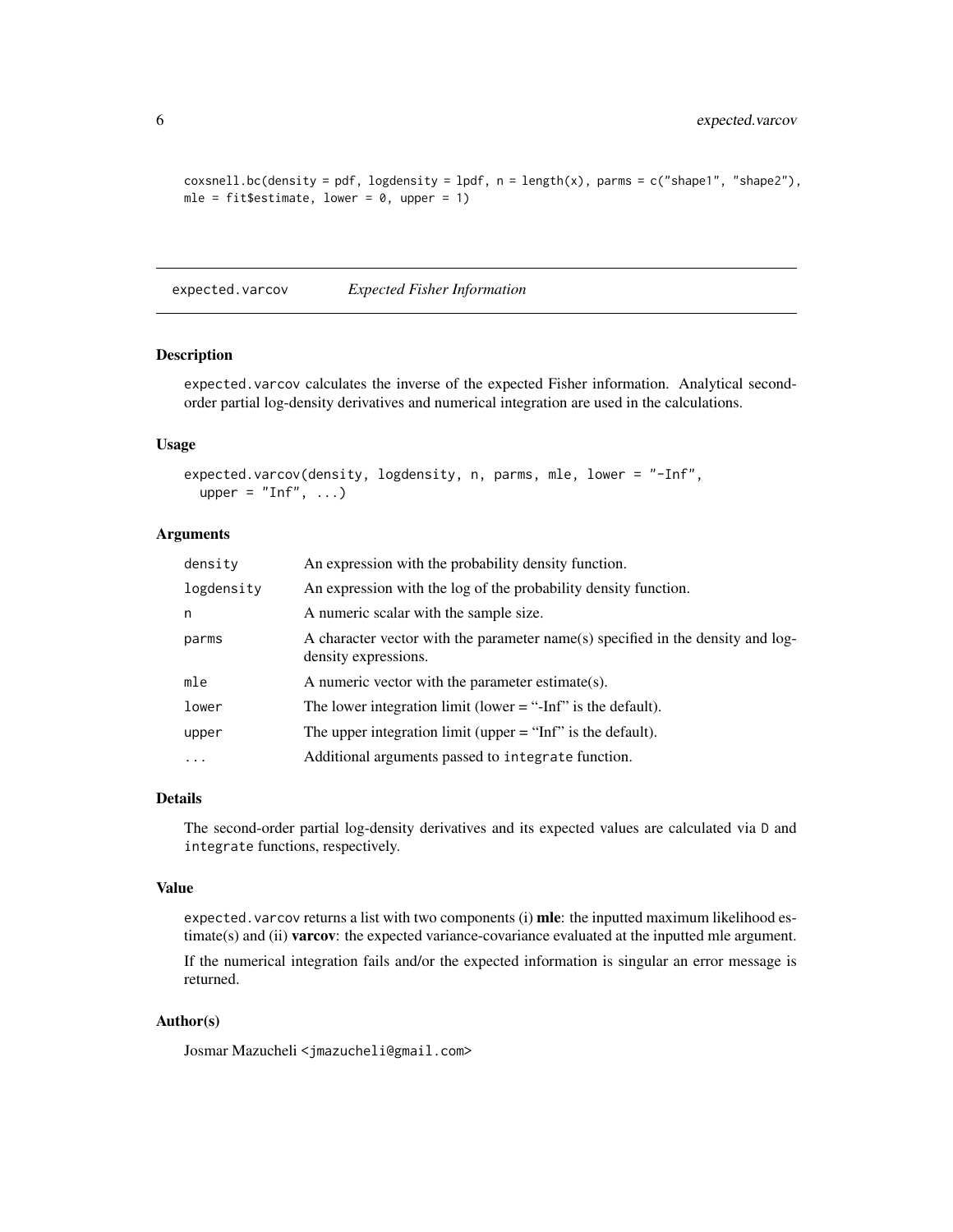```
coxsnell.bc(density = pdf, logdensity = lpdf, n = length(x), parms = c("shape1", "shape2"),
mle = fit$estimate, lower = 0, upper = 1)
```

## expected.varcov — *Expected Fisher Information*

### Description

expected.varcov calculates the inverse of the expected Fisher information. Analytical second-order partial log-density derivatives and numerical integration are used in the calculations.

### Usage

```
expected.varcov(density, logdensity, n, parms, mle, lower = "-Inf",
  upper = "Inf", ...)
```

### Arguments

| | |
|---|---|
| density | An expression with the probability density function. |
| logdensity | An expression with the log of the probability density function. |
| n | A numeric scalar with the sample size. |
| parms | A character vector with the parameter name(s) specified in the density and log-density expressions. |
| mle | A numeric vector with the parameter estimate(s). |
| lower | The lower integration limit (lower = "-Inf" is the default). |
| upper | The upper integration limit (upper = "Inf" is the default). |
| ... | Additional arguments passed to integrate function. |

### Details

The second-order partial log-density derivatives and its expected values are calculated via D and integrate functions, respectively.

### Value

expected.varcov returns a list with two components (i) **mle**: the inputted maximum likelihood estimate(s) and (ii) **varcov**: the expected variance-covariance evaluated at the inputted mle argument.

If the numerical integration fails and/or the expected information is singular an error message is returned.

### Author(s)

Josmar Mazucheli <jmazucheli@gmail.com>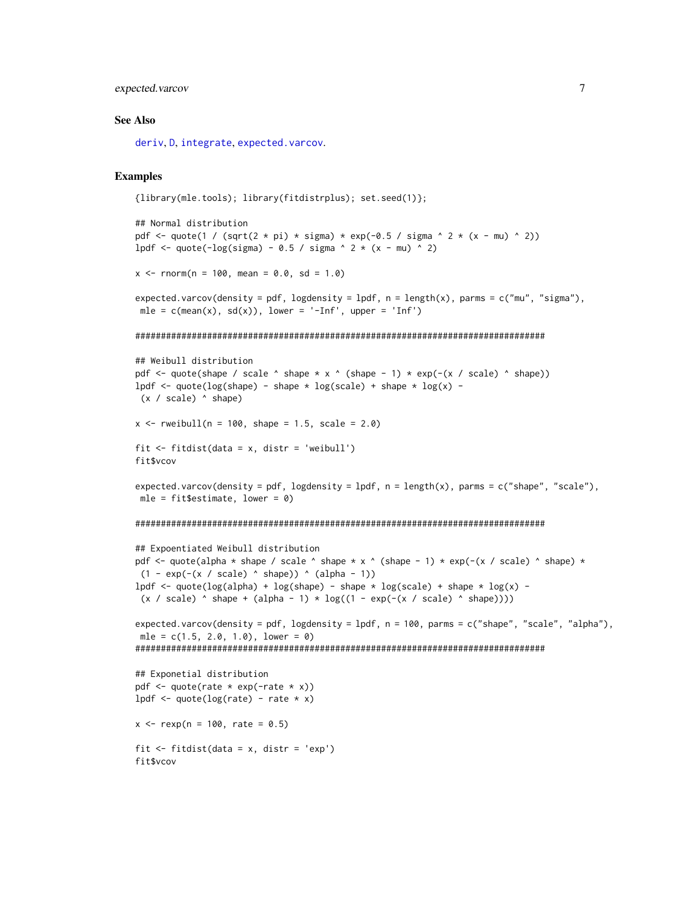### See Also

deriv, D, integrate, expected.varcov.

### Examples

```
{library(mle.tools); library(fitdistrplus); set.seed(1)};

## Normal distribution
pdf <- quote(1 / (sqrt(2 * pi) * sigma) * exp(-0.5 / sigma ^ 2 * (x - mu) ^ 2))
lpdf <- quote(-log(sigma) - 0.5 / sigma ^ 2 * (x - mu) ^ 2)

x <- rnorm(n = 100, mean = 0.0, sd = 1.0)

expected.varcov(density = pdf, logdensity = lpdf, n = length(x), parms = c("mu", "sigma"),
 mle = c(mean(x), sd(x)), lower = '-Inf', upper = 'Inf')

####################################################################################

## Weibull distribution
pdf <- quote(shape / scale ^ shape * x ^ (shape - 1) * exp(-(x / scale) ^ shape))
lpdf <- quote(log(shape) - shape * log(scale) + shape * log(x) -
 (x / scale) ^ shape)

x <- rweibull(n = 100, shape = 1.5, scale = 2.0)

fit <- fitdist(data = x, distr = 'weibull')
fit$vcov

expected.varcov(density = pdf, logdensity = lpdf, n = length(x), parms = c("shape", "scale"),
 mle = fit$estimate, lower = 0)

####################################################################################

## Expoentiated Weibull distribution
pdf <- quote(alpha * shape / scale ^ shape * x ^ (shape - 1) * exp(-(x / scale) ^ shape) *
 (1 - exp(-(x / scale) ^ shape)) ^ (alpha - 1))
lpdf <- quote(log(alpha) + log(shape) - shape * log(scale) + shape * log(x) -
 (x / scale) ^ shape + (alpha - 1) * log((1 - exp(-(x / scale) ^ shape))))

expected.varcov(density = pdf, logdensity = lpdf, n = 100, parms = c("shape", "scale", "alpha"),
 mle = c(1.5, 2.0, 1.0), lower = 0)
####################################################################################

## Exponetial distribution
pdf <- quote(rate * exp(-rate * x))
lpdf <- quote(log(rate) - rate * x)

x <- rexp(n = 100, rate = 0.5)

fit <- fitdist(data = x, distr = 'exp')
fit$vcov
```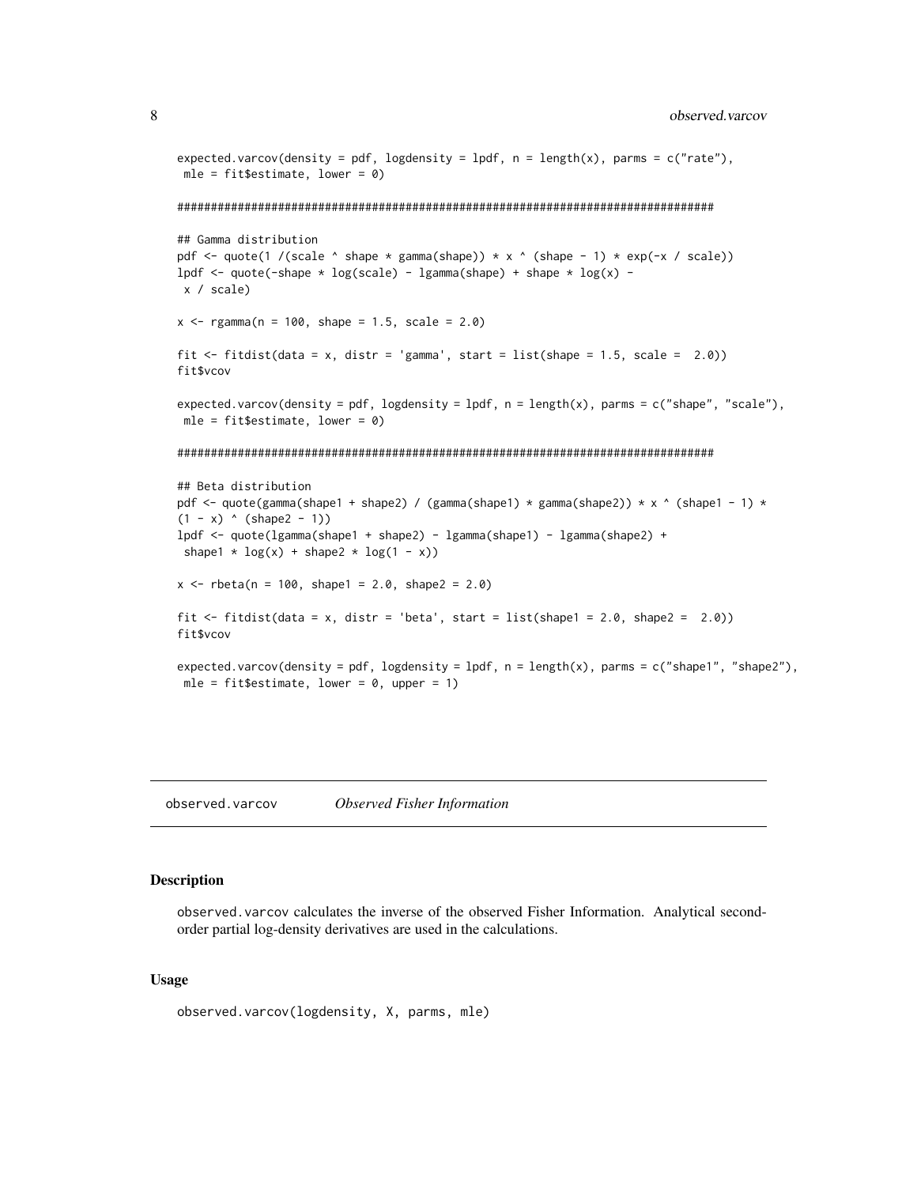```
expected.varcov(density = pdf, logdensity = lpdf, n = length(x), parms = c("rate"),
 mle = fit$estimate, lower = 0)

################################################################################

## Gamma distribution
pdf <- quote(1 /(scale ^ shape * gamma(shape)) * x ^ (shape - 1) * exp(-x / scale))
lpdf <- quote(-shape * log(scale) - lgamma(shape) + shape * log(x) -
 x / scale)

x <- rgamma(n = 100, shape = 1.5, scale = 2.0)

fit <- fitdist(data = x, distr = 'gamma', start = list(shape = 1.5, scale =  2.0))
fit$vcov

expected.varcov(density = pdf, logdensity = lpdf, n = length(x), parms = c("shape", "scale"),
 mle = fit$estimate, lower = 0)

################################################################################

## Beta distribution
pdf <- quote(gamma(shape1 + shape2) / (gamma(shape1) * gamma(shape2)) * x ^ (shape1 - 1) *
(1 - x) ^ (shape2 - 1))
lpdf <- quote(lgamma(shape1 + shape2) - lgamma(shape1) - lgamma(shape2) +
 shape1 * log(x) + shape2 * log(1 - x))

x <- rbeta(n = 100, shape1 = 2.0, shape2 = 2.0)

fit <- fitdist(data = x, distr = 'beta', start = list(shape1 = 2.0, shape2 =  2.0))
fit$vcov

expected.varcov(density = pdf, logdensity = lpdf, n = length(x), parms = c("shape1", "shape2"),
 mle = fit$estimate, lower = 0, upper = 1)
```

---

`observed.varcov` *Observed Fisher Information*

---

## Description

`observed.varcov` calculates the inverse of the observed Fisher Information. Analytical second-order partial log-density derivatives are used in the calculations.

## Usage

```
observed.varcov(logdensity, X, parms, mle)
```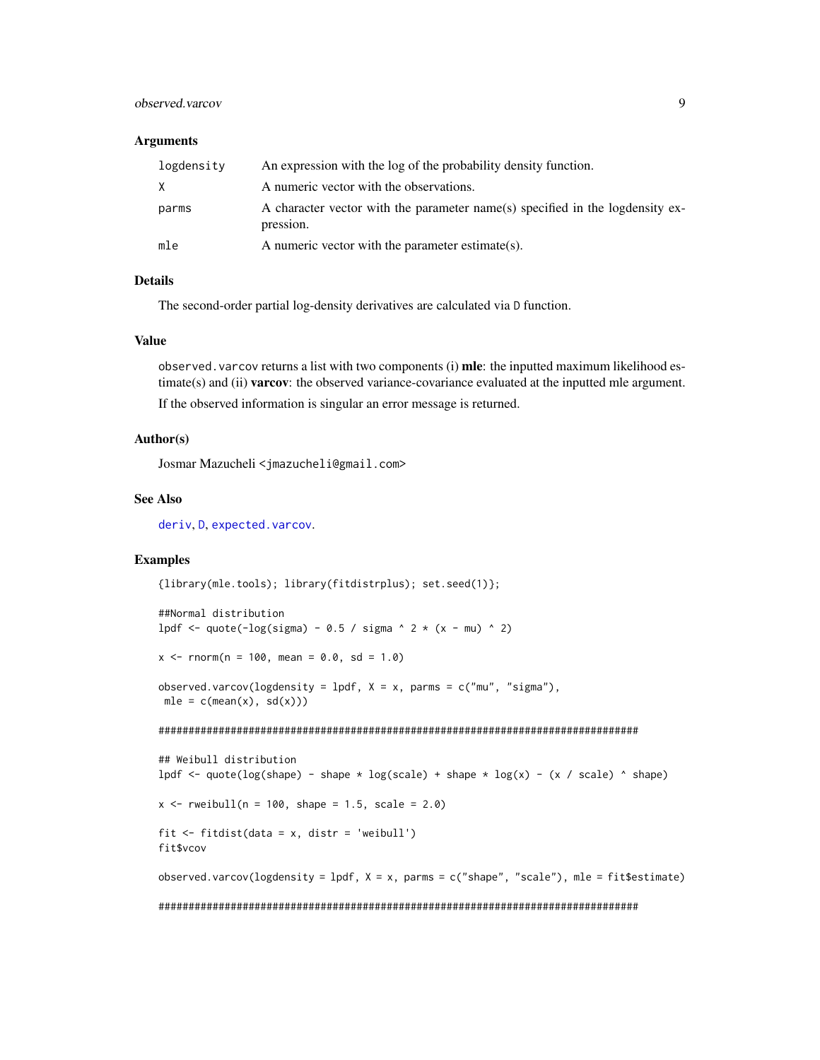### Arguments

| | |
|---|---|
| `logdensity` | An expression with the log of the probability density function. |
| `X` | A numeric vector with the observations. |
| `parms` | A character vector with the parameter name(s) specified in the logdensity expression. |
| `mle` | A numeric vector with the parameter estimate(s). |

### Details

The second-order partial log-density derivatives are calculated via `D` function.

### Value

`observed.varcov` returns a list with two components (i) **mle**: the inputted maximum likelihood estimate(s) and (ii) **varcov**: the observed variance-covariance evaluated at the inputted mle argument.

If the observed information is singular an error message is returned.

### Author(s)

Josmar Mazucheli <`jmazucheli@gmail.com`>

### See Also

`deriv`, `D`, `expected.varcov`.

### Examples

```
{library(mle.tools); library(fitdistrplus); set.seed(1)};

##Normal distribution
lpdf <- quote(-log(sigma) - 0.5 / sigma ^ 2 * (x - mu) ^ 2)

x <- rnorm(n = 100, mean = 0.0, sd = 1.0)

observed.varcov(logdensity = lpdf, X = x, parms = c("mu", "sigma"),
 mle = c(mean(x), sd(x)))

################################################################################

## Weibull distribution
lpdf <- quote(log(shape) - shape * log(scale) + shape * log(x) - (x / scale) ^ shape)

x <- rweibull(n = 100, shape = 1.5, scale = 2.0)

fit <- fitdist(data = x, distr = 'weibull')
fit$vcov

observed.varcov(logdensity = lpdf, X = x, parms = c("shape", "scale"), mle = fit$estimate)

################################################################################
```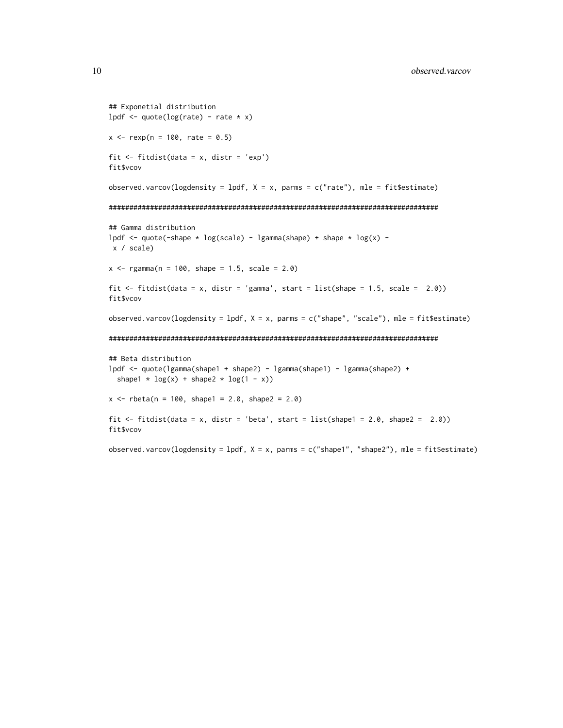```
## Exponetial distribution
lpdf <- quote(log(rate) - rate * x)

x <- rexp(n = 100, rate = 0.5)

fit <- fitdist(data = x, distr = 'exp')
fit$vcov

observed.varcov(logdensity = lpdf, X = x, parms = c("rate"), mle = fit$estimate)

################################################################################

## Gamma distribution
lpdf <- quote(-shape * log(scale) - lgamma(shape) + shape * log(x) -
 x / scale)

x <- rgamma(n = 100, shape = 1.5, scale = 2.0)

fit <- fitdist(data = x, distr = 'gamma', start = list(shape = 1.5, scale =  2.0))
fit$vcov

observed.varcov(logdensity = lpdf, X = x, parms = c("shape", "scale"), mle = fit$estimate)

################################################################################

## Beta distribution
lpdf <- quote(lgamma(shape1 + shape2) - lgamma(shape1) - lgamma(shape2) +
  shape1 * log(x) + shape2 * log(1 - x))

x <- rbeta(n = 100, shape1 = 2.0, shape2 = 2.0)

fit <- fitdist(data = x, distr = 'beta', start = list(shape1 = 2.0, shape2 =  2.0))
fit$vcov

observed.varcov(logdensity = lpdf, X = x, parms = c("shape1", "shape2"), mle = fit$estimate)
```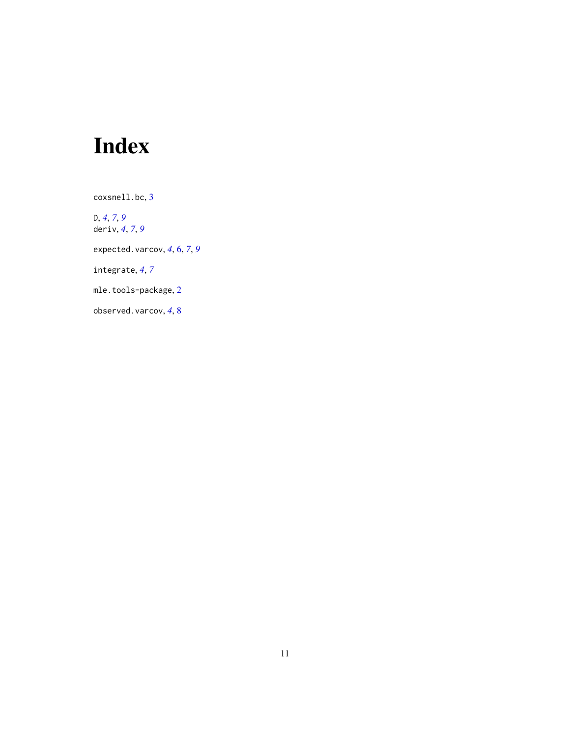# Index

coxsnell.bc, 3

D, *4*, *7*, *9*
deriv, *4*, *7*, *9*

expected.varcov, *4*, 6, *7*, *9*

integrate, *4*, *7*

mle.tools-package, 2

observed.varcov, *4*, 8